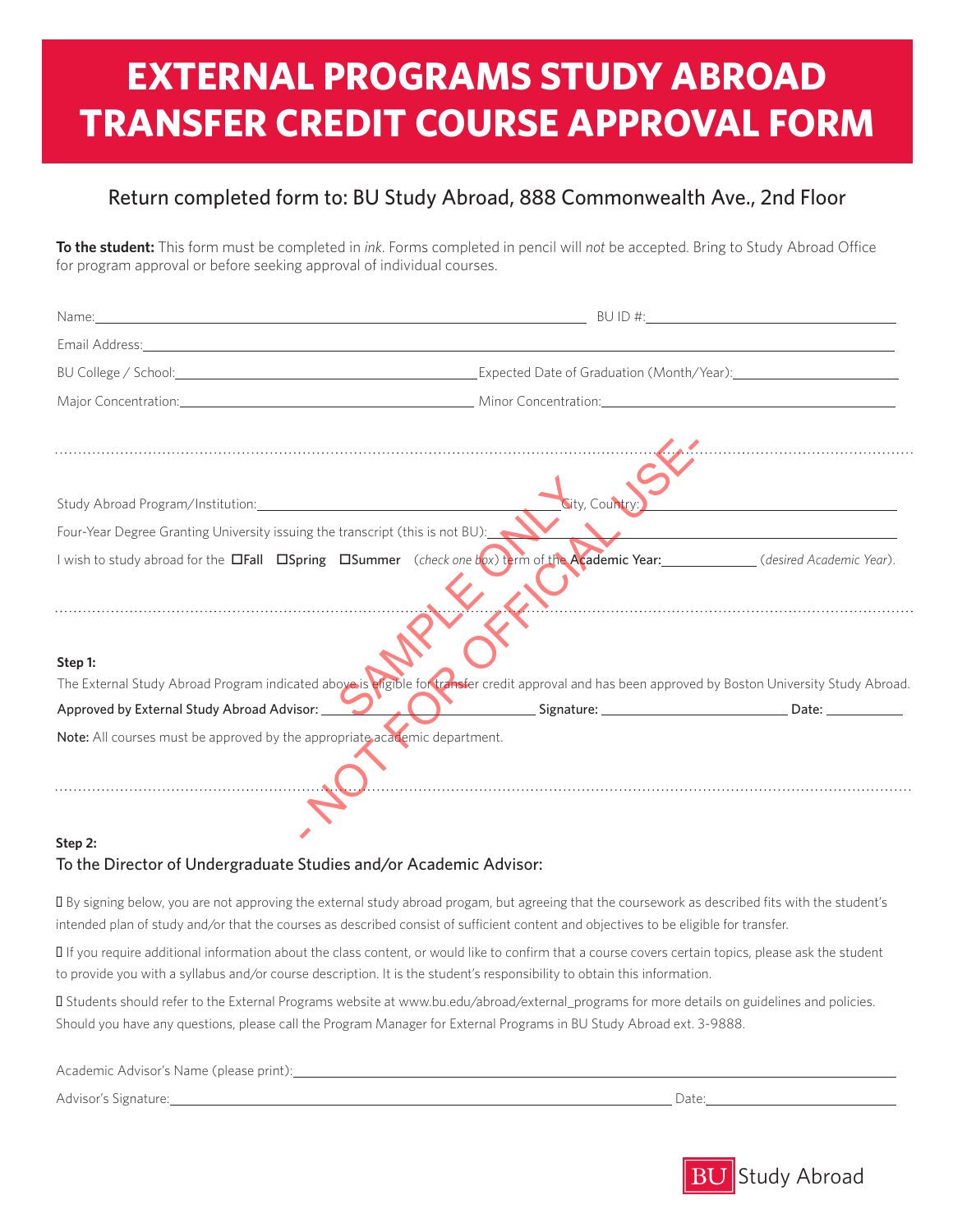# EXTERNAL PROGRAMS STUDY ABROAD TRANSFER CREDIT COURSE APPROVAL FORM

## Return completed form to: BU Study Abroad, 888 Commonwealth Ave., 2nd Floor

**To the student:** This form must be completed in *ink*. Forms completed in pencil will *not* be accepted. Bring to Study Abroad Office for program approval or before seeking approval of individual courses.

Name:\_\_\_\_\_\_\_\_\_\_\_\_\_\_\_\_\_\_\_\_ BU ID #:\_\_\_\_\_\_\_\_\_\_\_\_\_\_\_\_\_\_\_\_

Email Address:\_\_\_\_\_\_\_\_\_\_\_\_\_\_\_\_\_\_\_\_

BU College / School:\_\_\_\_\_\_\_\_\_\_\_\_\_\_\_\_\_\_\_\_ Expected Date of Graduation (Month/Year):\_\_\_\_\_\_\_\_\_\_\_\_\_\_\_\_\_\_\_\_

Major Concentration:\_\_\_\_\_\_\_\_\_\_\_\_\_\_\_\_\_\_\_\_ Minor Concentration:\_\_\_\_\_\_\_\_\_\_\_\_\_\_\_\_\_\_\_\_

SAMPLE ONLY - NOT FOR OFFICIAL USE-

Study Abroad Program/Institution:\_\_\_\_\_\_\_\_\_\_\_\_\_\_\_\_\_\_\_\_ City, Country:\_\_\_\_\_\_\_\_\_\_\_\_\_\_\_\_\_\_\_\_

Four-Year Degree Granting University issuing the transcript (this is not BU):\_\_\_\_\_\_\_\_\_\_\_\_\_\_\_\_\_\_\_\_

I wish to study abroad for the ☐**Fall** ☐**Spring** ☐**Summer** (*check one box*) term of the **Academic Year:**\_\_\_\_\_\_\_\_\_\_ (*desired Academic Year*).

**Step 1:**

The External Study Abroad Program indicated above is eligible for transfer credit approval and has been approved by Boston University Study Abroad.

**Approved by External Study Abroad Advisor:** \_\_\_\_\_\_\_\_\_\_\_\_\_\_\_\_\_\_\_\_ **Signature:** \_\_\_\_\_\_\_\_\_\_\_\_\_\_\_\_\_\_\_\_ **Date:** \_\_\_\_\_\_\_\_\_\_

**Note:** All courses must be approved by the appropriate academic department.

**Step 2:**

### To the Director of Undergraduate Studies and/or Academic Advisor:

- By signing below, you are not approving the external study abroad progam, but agreeing that the coursework as described fits with the student's intended plan of study and/or that the courses as described consist of sufficient content and objectives to be eligible for transfer.
- If you require additional information about the class content, or would like to confirm that a course covers certain topics, please ask the student to provide you with a syllabus and/or course description. It is the student's responsibility to obtain this information.
- Students should refer to the External Programs website at www.bu.edu/abroad/external_programs for more details on guidelines and policies. Should you have any questions, please call the Program Manager for External Programs in BU Study Abroad ext. 3-9888.

Academic Advisor's Name (please print):\_\_\_\_\_\_\_\_\_\_\_\_\_\_\_\_\_\_\_\_

Advisor's Signature:\_\_\_\_\_\_\_\_\_\_\_\_\_\_\_\_\_\_\_\_ Date:\_\_\_\_\_\_\_\_\_\_\_\_\_\_\_\_\_\_\_\_

BU Study Abroad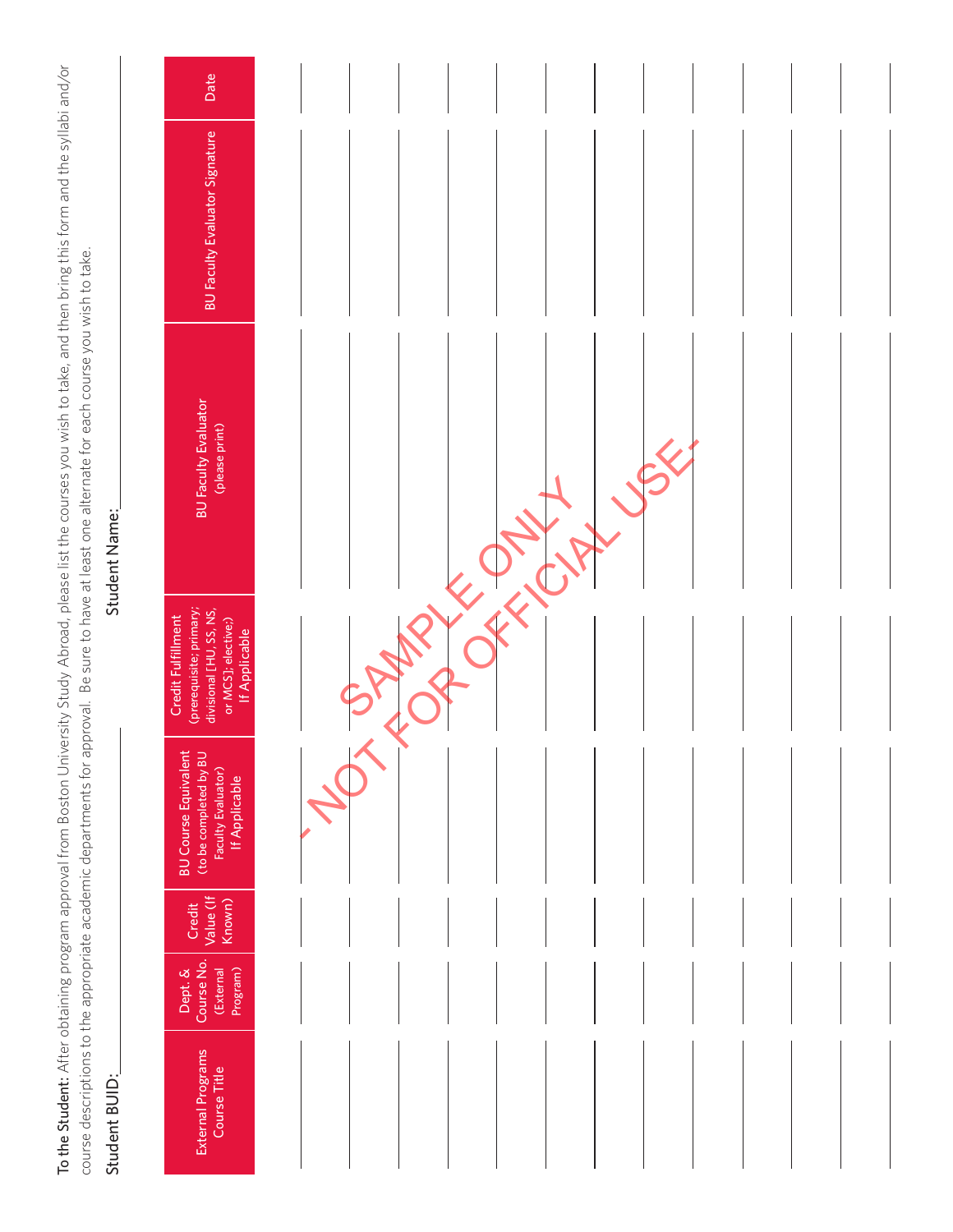**To the Student:** After obtaining program approval from Boston University Study Abroad, please list the courses you wish to take, and then bring this form and the syllabi and/or course descriptions to the appropriate academic departments for approval. Be sure to have at least one alternate for each course you wish to take.

Student BUID:\_\_\_\_\_\_\_\_\_\_\_\_\_\_\_\_\_\_\_\_ Student Name:\_\_\_\_\_\_\_\_\_\_\_\_\_\_\_\_\_\_\_\_

| External Programs Course Title | Dept. & Course No. (External Program) | Credit Value (If Known) | BU Course Equivalent (to be completed by BU Faculty Evaluator) If Applicable | Credit Fulfillment (prerequisite; primary; divisional [HU, SS, NS, or MCS]; elective;) If Applicable | BU Faculty Evaluator (please print) | BU Faculty Evaluator Signature | Date |
|---|---|---|---|---|---|---|---|
| | | | | | | | |
| | | | | | | | |
| | | | | | | | |
| | | | | | | | |
| | | | | | | | |
| | | | | | | | |
| | | | | | | | |
| | | | | | | | |
| | | | | | | | |
| | | | | | | | |
| | | | | | | | |
| | | | | | | | |

SAMPLE ONLY - NOT FOR OFFICIAL USE-